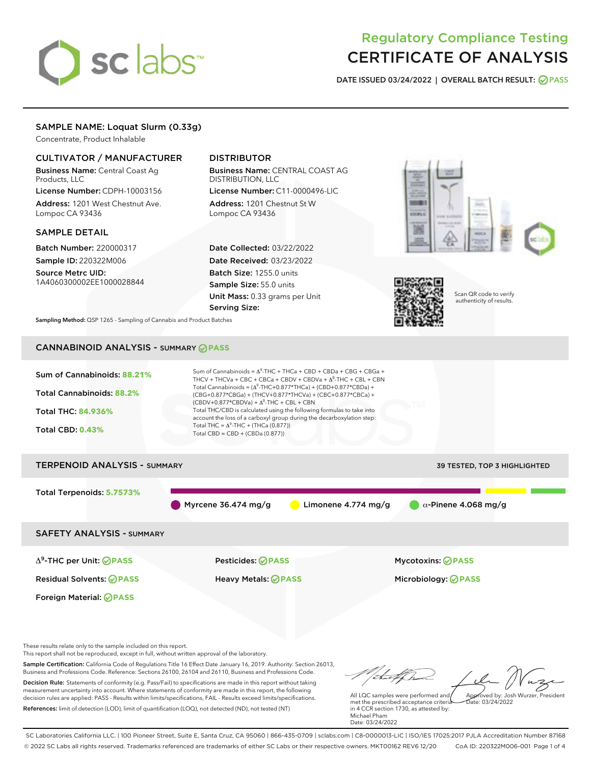# Regulatory Compliance Testing
# CERTIFICATE OF ANALYSIS

**DATE ISSUED 03/24/2022 | OVERALL BATCH RESULT: PASS**

## SAMPLE NAME: Loquat Slurm (0.33g)

Concentrate, Product Inhalable

### CULTIVATOR / MANUFACTURER

**Business Name:** Central Coast Ag Products, LLC

**License Number:** CDPH-10003156

**Address:** 1201 West Chestnut Ave. Lompoc CA 93436

### DISTRIBUTOR

**Business Name:** CENTRAL COAST AG DISTRIBUTION, LLC

**License Number:** C11-0000496-LIC

**Address:** 1201 Chestnut St W Lompoc CA 93436

### SAMPLE DETAIL

**Batch Number:** 220000317

**Sample ID:** 220322M006

**Source Metrc UID:** 1A4060300002EE1000028844

**Date Collected:** 03/22/2022

**Date Received:** 03/23/2022

**Batch Size:** 1255.0 units

**Sample Size:** 55.0 units

**Unit Mass:** 0.33 grams per Unit

**Serving Size:**

Scan QR code to verify authenticity of results.

**Sampling Method:** QSP 1265 - Sampling of Cannabis and Product Batches

## CANNABINOID ANALYSIS - SUMMARY PASS

**Sum of Cannabinoids:** 88.21%

**Total Cannabinoids:** 88.2%

**Total THC:** 84.936%

**Total CBD:** 0.43%

Sum of Cannabinoids = $\Delta^9$-THC + THCa + CBD + CBDa + CBG + CBGa + THCV + THCVa + CBC + CBCa + CBDV + CBDVa + $\Delta^8$-THC + CBL + CBN

Total Cannabinoids = ($\Delta^9$-THC+0.877*THCa) + (CBD+0.877*CBDa) + (CBG+0.877*CBGa) + (THCV+0.877*THCVa) + (CBC+0.877*CBCa) + (CBDV+0.877*CBDVa) + $\Delta^8$-THC + CBL + CBN

Total THC/CBD is calculated using the following formulas to take into account the loss of a carboxyl group during the decarboxylation step:

Total THC = $\Delta^9$-THC + (THCa (0.877))

Total CBD = CBD + (CBDa (0.877))

## TERPENOID ANALYSIS - SUMMARY

39 TESTED, TOP 3 HIGHLIGHTED

**Total Terpenoids:** 5.7573%

Myrcene 36.474 mg/g | Limonene 4.774 mg/g | α-Pinene 4.068 mg/g

## SAFETY ANALYSIS - SUMMARY

| | | |
|---|---|---|
| $\Delta^9$-THC per Unit: PASS | Pesticides: PASS | Mycotoxins: PASS |
| Residual Solvents: PASS | Heavy Metals: PASS | Microbiology: PASS |
| Foreign Material: PASS | | |

These results relate only to the sample included on this report.
This report shall not be reproduced, except in full, without written approval of the laboratory.

**Sample Certification:** California Code of Regulations Title 16 Effect Date January 16, 2019. Authority: Section 26013, Business and Professions Code. Reference: Sections 26100, 26104 and 26110, Business and Professions Code.

**Decision Rule:** Statements of conformity (e.g. Pass/Fail) to specifications are made in this report without taking measurement uncertainty into account. Where statements of conformity are made in this report, the following decision rules are applied: PASS - Results within limits/specifications, FAIL - Results exceed limits/specifications.

**References:** limit of detection (LOD), limit of quantification (LOQ), not detected (ND), not tested (NT)

All LQC samples were performed and met the prescribed acceptance criteria in 4 CCR section 1730, as attested by: Michael Pham
Date: 03/24/2022

Approved by: Josh Wurzer, President
Date: 03/24/2022

SC Laboratories California LLC. | 100 Pioneer Street, Suite E, Santa Cruz, CA 95060 | 866-435-0709 | sclabs.com | C8-0000013-LIC | ISO/IES 17025:2017 PJLA Accreditation Number 87168
© 2022 SC Labs all rights reserved. Trademarks referenced are trademarks of either SC Labs or their respective owners. MKT00162 REV6 12/20 CoA ID: 220322M006-001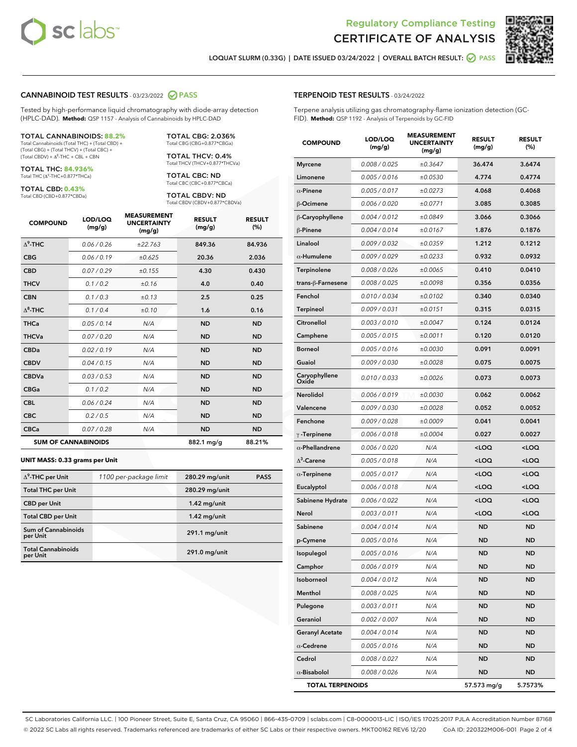Regulatory Compliance Testing
# CERTIFICATE OF ANALYSIS

LOQUAT SLURM (0.33G) | DATE ISSUED 03/24/2022 | OVERALL BATCH RESULT: PASS

## CANNABINOID TEST RESULTS - 03/23/2022 PASS

Tested by high-performance liquid chromatography with diode-array detection (HPLC-DAD). **Method:** QSP 1157 - Analysis of Cannabinoids by HPLC-DAD

**TOTAL CANNABINOIDS: 88.2%**
Total Cannabinoids (Total THC) + (Total CBD) + (Total CBG) + (Total THCV) + (Total CBC) + (Total CBDV) + $\Delta^8$-THC + CBL + CBN

**TOTAL THC: 84.936%**
Total THC ($\Delta^9$-THC+0.877*THCa)

**TOTAL CBD: 0.43%**
Total CBD (CBD+0.877*CBDa)

**TOTAL CBG: 2.036%**
Total CBG (CBG+0.877*CBGa)

**TOTAL THCV: 0.4%**
Total THCV (THCV+0.877*THCVa)

**TOTAL CBC: ND**
Total CBC (CBC+0.877*CBCa)

**TOTAL CBDV: ND**
Total CBDV (CBDV+0.877*CBDVa)

| COMPOUND | LOD/LOQ (mg/g) | MEASUREMENT UNCERTAINTY (mg/g) | RESULT (mg/g) | RESULT (%) |
|---|---|---|---|---|
| $\Delta^9$-THC | 0.06 / 0.26 | ±22.763 | 849.36 | 84.936 |
| CBG | 0.06 / 0.19 | ±0.625 | 20.36 | 2.036 |
| CBD | 0.07 / 0.29 | ±0.155 | 4.30 | 0.430 |
| THCV | 0.1 / 0.2 | ±0.16 | 4.0 | 0.40 |
| CBN | 0.1 / 0.3 | ±0.13 | 2.5 | 0.25 |
| $\Delta^8$-THC | 0.1 / 0.4 | ±0.10 | 1.6 | 0.16 |
| THCa | 0.05 / 0.14 | N/A | ND | ND |
| THCVa | 0.07 / 0.20 | N/A | ND | ND |
| CBDa | 0.02 / 0.19 | N/A | ND | ND |
| CBDV | 0.04 / 0.15 | N/A | ND | ND |
| CBDVa | 0.03 / 0.53 | N/A | ND | ND |
| CBGa | 0.1 / 0.2 | N/A | ND | ND |
| CBL | 0.06 / 0.24 | N/A | ND | ND |
| CBC | 0.2 / 0.5 | N/A | ND | ND |
| CBCa | 0.07 / 0.28 | N/A | ND | ND |
| **SUM OF CANNABINOIDS** | | | 882.1 mg/g | 88.21% |

### UNIT MASS: 0.33 grams per Unit

| | | | |
|---|---|---|---|
| $\Delta^9$-THC per Unit | 1100 per-package limit | 280.29 mg/unit | PASS |
| Total THC per Unit | | 280.29 mg/unit | |
| CBD per Unit | | 1.42 mg/unit | |
| Total CBD per Unit | | 1.42 mg/unit | |
| Sum of Cannabinoids per Unit | | 291.1 mg/unit | |
| Total Cannabinoids per Unit | | 291.0 mg/unit | |

## TERPENOID TEST RESULTS - 03/24/2022

Terpene analysis utilizing gas chromatography-flame ionization detection (GC-FID). **Method:** QSP 1192 - Analysis of Terpenoids by GC-FID

| COMPOUND | LOD/LOQ (mg/g) | MEASUREMENT UNCERTAINTY (mg/g) | RESULT (mg/g) | RESULT (%) |
|---|---|---|---|---|
| Myrcene | 0.008 / 0.025 | ±0.3647 | 36.474 | 3.6474 |
| Limonene | 0.005 / 0.016 | ±0.0530 | 4.774 | 0.4774 |
| α-Pinene | 0.005 / 0.017 | ±0.0273 | 4.068 | 0.4068 |
| β-Ocimene | 0.006 / 0.020 | ±0.0771 | 3.085 | 0.3085 |
| β-Caryophyllene | 0.004 / 0.012 | ±0.0849 | 3.066 | 0.3066 |
| β-Pinene | 0.004 / 0.014 | ±0.0167 | 1.876 | 0.1876 |
| Linalool | 0.009 / 0.032 | ±0.0359 | 1.212 | 0.1212 |
| α-Humulene | 0.009 / 0.029 | ±0.0233 | 0.932 | 0.0932 |
| Terpinolene | 0.008 / 0.026 | ±0.0065 | 0.410 | 0.0410 |
| trans-β-Farnesene | 0.008 / 0.025 | ±0.0098 | 0.356 | 0.0356 |
| Fenchol | 0.010 / 0.034 | ±0.0102 | 0.340 | 0.0340 |
| Terpineol | 0.009 / 0.031 | ±0.0151 | 0.315 | 0.0315 |
| Citronellol | 0.003 / 0.010 | ±0.0047 | 0.124 | 0.0124 |
| Camphene | 0.005 / 0.015 | ±0.0011 | 0.120 | 0.0120 |
| Borneol | 0.005 / 0.016 | ±0.0030 | 0.091 | 0.0091 |
| Guaiol | 0.009 / 0.030 | ±0.0028 | 0.075 | 0.0075 |
| Caryophyllene Oxide | 0.010 / 0.033 | ±0.0026 | 0.073 | 0.0073 |
| Nerolidol | 0.006 / 0.019 | ±0.0030 | 0.062 | 0.0062 |
| Valencene | 0.009 / 0.030 | ±0.0028 | 0.052 | 0.0052 |
| Fenchone | 0.009 / 0.028 | ±0.0009 | 0.041 | 0.0041 |
| γ-Terpinene | 0.006 / 0.018 | ±0.0004 | 0.027 | 0.0027 |
| α-Phellandrene | 0.006 / 0.020 | N/A | <LOQ | <LOQ |
| $\Delta^3$-Carene | 0.005 / 0.018 | N/A | <LOQ | <LOQ |
| α-Terpinene | 0.005 / 0.017 | N/A | <LOQ | <LOQ |
| Eucalyptol | 0.006 / 0.018 | N/A | <LOQ | <LOQ |
| Sabinene Hydrate | 0.006 / 0.022 | N/A | <LOQ | <LOQ |
| Nerol | 0.003 / 0.011 | N/A | <LOQ | <LOQ |
| Sabinene | 0.004 / 0.014 | N/A | ND | ND |
| p-Cymene | 0.005 / 0.016 | N/A | ND | ND |
| Isopulegol | 0.005 / 0.016 | N/A | ND | ND |
| Camphor | 0.006 / 0.019 | N/A | ND | ND |
| Isoborneol | 0.004 / 0.012 | N/A | ND | ND |
| Menthol | 0.008 / 0.025 | N/A | ND | ND |
| Pulegone | 0.003 / 0.011 | N/A | ND | ND |
| Geraniol | 0.002 / 0.007 | N/A | ND | ND |
| Geranyl Acetate | 0.004 / 0.014 | N/A | ND | ND |
| α-Cedrene | 0.005 / 0.016 | N/A | ND | ND |
| Cedrol | 0.008 / 0.027 | N/A | ND | ND |
| α-Bisabolol | 0.008 / 0.026 | N/A | ND | ND |
| **TOTAL TERPENOIDS** | | | 57.573 mg/g | 5.7573% |

SC Laboratories California LLC. | 100 Pioneer Street, Suite E, Santa Cruz, CA 95060 | 866-435-0709 | sclabs.com | C8-0000013-LIC | ISO/IES 17025:2017 PJLA Accreditation Number 87168
© 2022 SC Labs all rights reserved. Trademarks referenced are trademarks of either SC Labs or their respective owners. MKT00162 REV6 12/20 CoA ID: 220322M006-001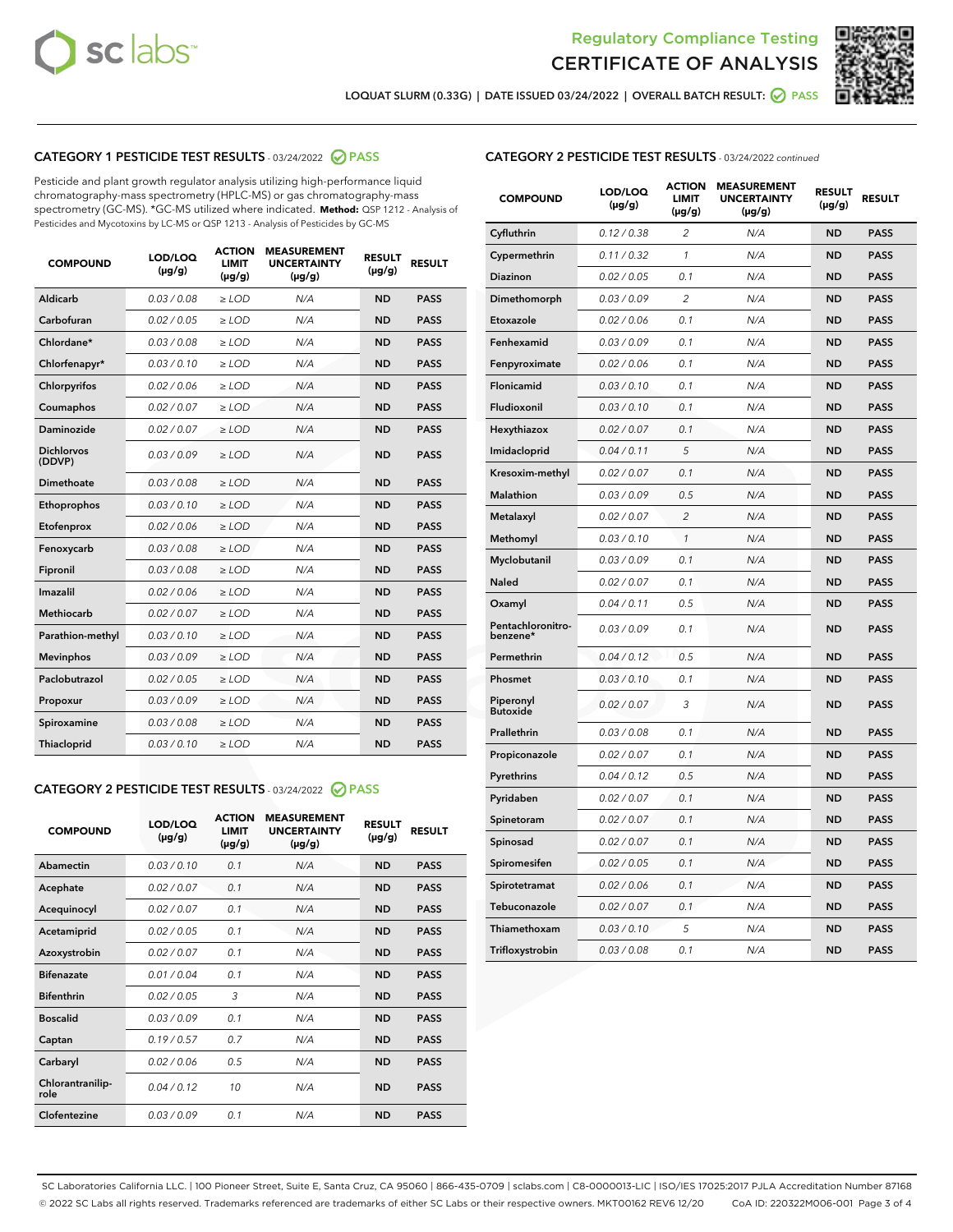Regulatory Compliance Testing

# CERTIFICATE OF ANALYSIS

LOQUAT SLURM (0.33G) | DATE ISSUED 03/24/2022 | OVERALL BATCH RESULT: PASS

## CATEGORY 1 PESTICIDE TEST RESULTS - 03/24/2022 PASS

Pesticide and plant growth regulator analysis utilizing high-performance liquid chromatography-mass spectrometry (HPLC-MS) or gas chromatography-mass spectrometry (GC-MS). *GC-MS utilized where indicated. **Method:** QSP 1212 - Analysis of Pesticides and Mycotoxins by LC-MS or QSP 1213 - Analysis of Pesticides by GC-MS

| COMPOUND | LOD/LOQ (µg/g) | ACTION LIMIT (µg/g) | MEASUREMENT UNCERTAINTY (µg/g) | RESULT (µg/g) | RESULT |
|---|---|---|---|---|---|
| Aldicarb | 0.03 / 0.08 | ≥ LOD | N/A | ND | PASS |
| Carbofuran | 0.02 / 0.05 | ≥ LOD | N/A | ND | PASS |
| Chlordane* | 0.03 / 0.08 | ≥ LOD | N/A | ND | PASS |
| Chlorfenapyr* | 0.03 / 0.10 | ≥ LOD | N/A | ND | PASS |
| Chlorpyrifos | 0.02 / 0.06 | ≥ LOD | N/A | ND | PASS |
| Coumaphos | 0.02 / 0.07 | ≥ LOD | N/A | ND | PASS |
| Daminozide | 0.02 / 0.07 | ≥ LOD | N/A | ND | PASS |
| Dichlorvos (DDVP) | 0.03 / 0.09 | ≥ LOD | N/A | ND | PASS |
| Dimethoate | 0.03 / 0.08 | ≥ LOD | N/A | ND | PASS |
| Ethoprophos | 0.03 / 0.10 | ≥ LOD | N/A | ND | PASS |
| Etofenprox | 0.02 / 0.06 | ≥ LOD | N/A | ND | PASS |
| Fenoxycarb | 0.03 / 0.08 | ≥ LOD | N/A | ND | PASS |
| Fipronil | 0.03 / 0.08 | ≥ LOD | N/A | ND | PASS |
| Imazalil | 0.02 / 0.06 | ≥ LOD | N/A | ND | PASS |
| Methiocarb | 0.02 / 0.07 | ≥ LOD | N/A | ND | PASS |
| Parathion-methyl | 0.03 / 0.10 | ≥ LOD | N/A | ND | PASS |
| Mevinphos | 0.03 / 0.09 | ≥ LOD | N/A | ND | PASS |
| Paclobutrazol | 0.02 / 0.05 | ≥ LOD | N/A | ND | PASS |
| Propoxur | 0.03 / 0.09 | ≥ LOD | N/A | ND | PASS |
| Spiroxamine | 0.03 / 0.08 | ≥ LOD | N/A | ND | PASS |
| Thiacloprid | 0.03 / 0.10 | ≥ LOD | N/A | ND | PASS |

## CATEGORY 2 PESTICIDE TEST RESULTS - 03/24/2022 PASS

| COMPOUND | LOD/LOQ (µg/g) | ACTION LIMIT (µg/g) | MEASUREMENT UNCERTAINTY (µg/g) | RESULT (µg/g) | RESULT |
|---|---|---|---|---|---|
| Abamectin | 0.03 / 0.10 | 0.1 | N/A | ND | PASS |
| Acephate | 0.02 / 0.07 | 0.1 | N/A | ND | PASS |
| Acequinocyl | 0.02 / 0.07 | 0.1 | N/A | ND | PASS |
| Acetamiprid | 0.02 / 0.05 | 0.1 | N/A | ND | PASS |
| Azoxystrobin | 0.02 / 0.07 | 0.1 | N/A | ND | PASS |
| Bifenazate | 0.01 / 0.04 | 0.1 | N/A | ND | PASS |
| Bifenthrin | 0.02 / 0.05 | 3 | N/A | ND | PASS |
| Boscalid | 0.03 / 0.09 | 0.1 | N/A | ND | PASS |
| Captan | 0.19 / 0.57 | 0.7 | N/A | ND | PASS |
| Carbaryl | 0.02 / 0.06 | 0.5 | N/A | ND | PASS |
| Chlorantraniliprole | 0.04 / 0.12 | 10 | N/A | ND | PASS |
| Clofentezine | 0.03 / 0.09 | 0.1 | N/A | ND | PASS |
| Cyfluthrin | 0.12 / 0.38 | 2 | N/A | ND | PASS |
| Cypermethrin | 0.11 / 0.32 | 1 | N/A | ND | PASS |
| Diazinon | 0.02 / 0.05 | 0.1 | N/A | ND | PASS |
| Dimethomorph | 0.03 / 0.09 | 2 | N/A | ND | PASS |
| Etoxazole | 0.02 / 0.06 | 0.1 | N/A | ND | PASS |
| Fenhexamid | 0.03 / 0.09 | 0.1 | N/A | ND | PASS |
| Fenpyroximate | 0.02 / 0.06 | 0.1 | N/A | ND | PASS |
| Flonicamid | 0.03 / 0.10 | 0.1 | N/A | ND | PASS |
| Fludioxonil | 0.03 / 0.10 | 0.1 | N/A | ND | PASS |
| Hexythiazox | 0.02 / 0.07 | 0.1 | N/A | ND | PASS |
| Imidacloprid | 0.04 / 0.11 | 5 | N/A | ND | PASS |
| Kresoxim-methyl | 0.02 / 0.07 | 0.1 | N/A | ND | PASS |
| Malathion | 0.03 / 0.09 | 0.5 | N/A | ND | PASS |
| Metalaxyl | 0.02 / 0.07 | 2 | N/A | ND | PASS |
| Methomyl | 0.03 / 0.10 | 1 | N/A | ND | PASS |
| Myclobutanil | 0.03 / 0.09 | 0.1 | N/A | ND | PASS |
| Naled | 0.02 / 0.07 | 0.1 | N/A | ND | PASS |
| Oxamyl | 0.04 / 0.11 | 0.5 | N/A | ND | PASS |
| Pentachloronitrobenzene* | 0.03 / 0.09 | 0.1 | N/A | ND | PASS |
| Permethrin | 0.04 / 0.12 | 0.5 | N/A | ND | PASS |
| Phosmet | 0.03 / 0.10 | 0.1 | N/A | ND | PASS |
| Piperonyl Butoxide | 0.02 / 0.07 | 3 | N/A | ND | PASS |
| Prallethrin | 0.03 / 0.08 | 0.1 | N/A | ND | PASS |
| Propiconazole | 0.02 / 0.07 | 0.1 | N/A | ND | PASS |
| Pyrethrins | 0.04 / 0.12 | 0.5 | N/A | ND | PASS |
| Pyridaben | 0.02 / 0.07 | 0.1 | N/A | ND | PASS |
| Spinetoram | 0.02 / 0.07 | 0.1 | N/A | ND | PASS |
| Spinosad | 0.02 / 0.07 | 0.1 | N/A | ND | PASS |
| Spiromesifen | 0.02 / 0.05 | 0.1 | N/A | ND | PASS |
| Spirotetramat | 0.02 / 0.06 | 0.1 | N/A | ND | PASS |
| Tebuconazole | 0.02 / 0.07 | 0.1 | N/A | ND | PASS |
| Thiamethoxam | 0.03 / 0.10 | 5 | N/A | ND | PASS |
| Trifloxystrobin | 0.03 / 0.08 | 0.1 | N/A | ND | PASS |

SC Laboratories California LLC. | 100 Pioneer Street, Suite E, Santa Cruz, CA 95060 | 866-435-0709 | sclabs.com | C8-0000013-LIC | ISO/IES 17025:2017 PJLA Accreditation Number 87168
© 2022 SC Labs all rights reserved. Trademarks referenced are trademarks of either SC Labs or their respective owners. MKT00162 REV6 12/20 CoA ID: 220322M006-001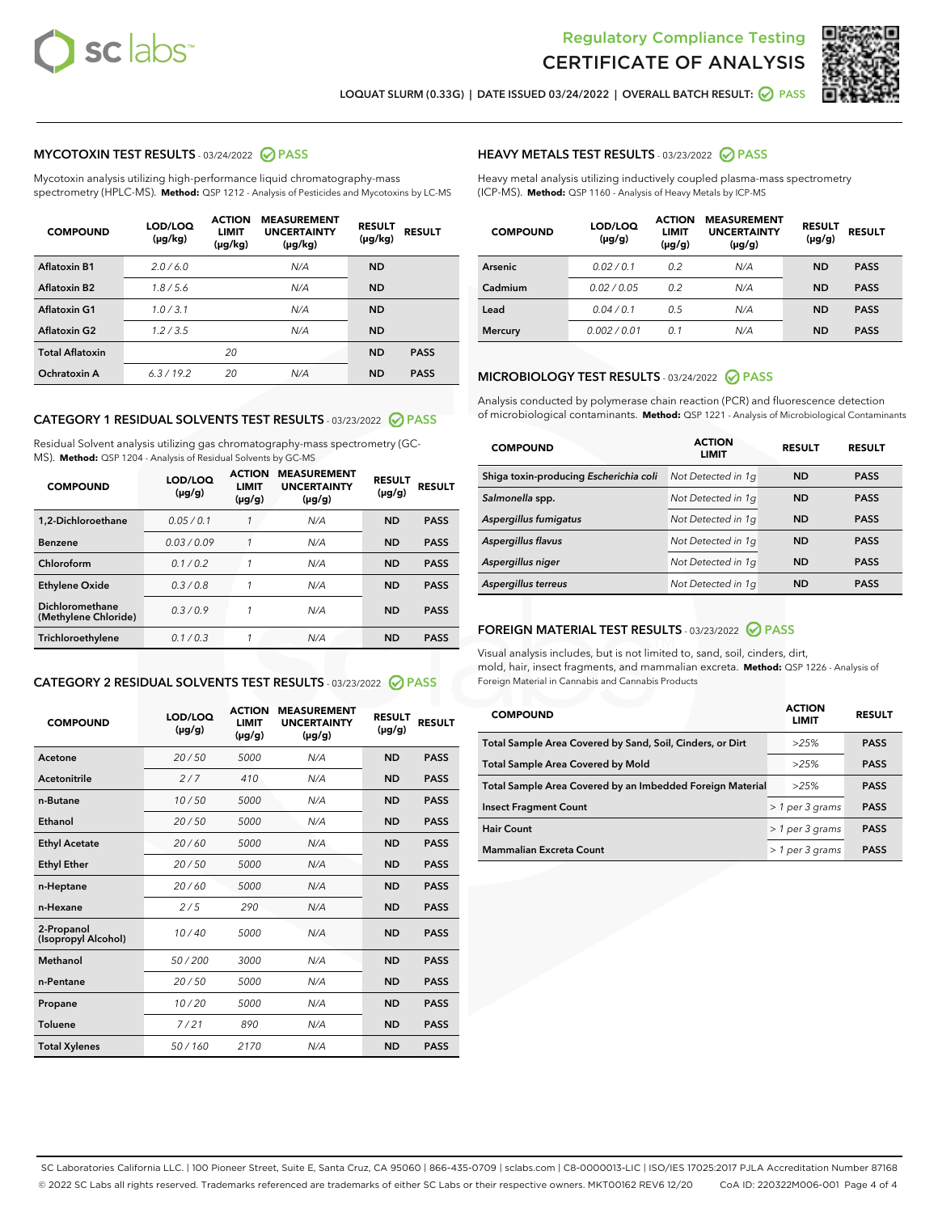Regulatory Compliance Testing

# CERTIFICATE OF ANALYSIS

LOQUAT SLURM (0.33G) | DATE ISSUED 03/24/2022 | OVERALL BATCH RESULT: PASS

## MYCOTOXIN TEST RESULTS - 03/24/2022 PASS

Mycotoxin analysis utilizing high-performance liquid chromatography-mass spectrometry (HPLC-MS). **Method:** QSP 1212 - Analysis of Pesticides and Mycotoxins by LC-MS

| COMPOUND | LOD/LOQ (µg/kg) | ACTION LIMIT (µg/kg) | MEASUREMENT UNCERTAINTY (µg/kg) | RESULT (µg/kg) | RESULT |
|---|---|---|---|---|---|
| Aflatoxin B1 | 2.0 / 6.0 | | N/A | ND | |
| Aflatoxin B2 | 1.8 / 5.6 | | N/A | ND | |
| Aflatoxin G1 | 1.0 / 3.1 | | N/A | ND | |
| Aflatoxin G2 | 1.2 / 3.5 | | N/A | ND | |
| Total Aflatoxin | | 20 | | ND | PASS |
| Ochratoxin A | 6.3 / 19.2 | 20 | N/A | ND | PASS |

## CATEGORY 1 RESIDUAL SOLVENTS TEST RESULTS - 03/23/2022 PASS

Residual Solvent analysis utilizing gas chromatography-mass spectrometry (GC-MS). **Method:** QSP 1204 - Analysis of Residual Solvents by GC-MS

| COMPOUND | LOD/LOQ (µg/g) | ACTION LIMIT (µg/g) | MEASUREMENT UNCERTAINTY (µg/g) | RESULT (µg/g) | RESULT |
|---|---|---|---|---|---|
| 1,2-Dichloroethane | 0.05 / 0.1 | 1 | N/A | ND | PASS |
| Benzene | 0.03 / 0.09 | 1 | N/A | ND | PASS |
| Chloroform | 0.1 / 0.2 | 1 | N/A | ND | PASS |
| Ethylene Oxide | 0.3 / 0.8 | 1 | N/A | ND | PASS |
| Dichloromethane (Methylene Chloride) | 0.3 / 0.9 | 1 | N/A | ND | PASS |
| Trichloroethylene | 0.1 / 0.3 | 1 | N/A | ND | PASS |

## CATEGORY 2 RESIDUAL SOLVENTS TEST RESULTS - 03/23/2022 PASS

| COMPOUND | LOD/LOQ (µg/g) | ACTION LIMIT (µg/g) | MEASUREMENT UNCERTAINTY (µg/g) | RESULT (µg/g) | RESULT |
|---|---|---|---|---|---|
| Acetone | 20 / 50 | 5000 | N/A | ND | PASS |
| Acetonitrile | 2 / 7 | 410 | N/A | ND | PASS |
| n-Butane | 10 / 50 | 5000 | N/A | ND | PASS |
| Ethanol | 20 / 50 | 5000 | N/A | ND | PASS |
| Ethyl Acetate | 20 / 60 | 5000 | N/A | ND | PASS |
| Ethyl Ether | 20 / 50 | 5000 | N/A | ND | PASS |
| n-Heptane | 20 / 60 | 5000 | N/A | ND | PASS |
| n-Hexane | 2 / 5 | 290 | N/A | ND | PASS |
| 2-Propanol (Isopropyl Alcohol) | 10 / 40 | 5000 | N/A | ND | PASS |
| Methanol | 50 / 200 | 3000 | N/A | ND | PASS |
| n-Pentane | 20 / 50 | 5000 | N/A | ND | PASS |
| Propane | 10 / 20 | 5000 | N/A | ND | PASS |
| Toluene | 7 / 21 | 890 | N/A | ND | PASS |
| Total Xylenes | 50 / 160 | 2170 | N/A | ND | PASS |

## HEAVY METALS TEST RESULTS - 03/23/2022 PASS

Heavy metal analysis utilizing inductively coupled plasma-mass spectrometry (ICP-MS). **Method:** QSP 1160 - Analysis of Heavy Metals by ICP-MS

| COMPOUND | LOD/LOQ (µg/g) | ACTION LIMIT (µg/g) | MEASUREMENT UNCERTAINTY (µg/g) | RESULT (µg/g) | RESULT |
|---|---|---|---|---|---|
| Arsenic | 0.02 / 0.1 | 0.2 | N/A | ND | PASS |
| Cadmium | 0.02 / 0.05 | 0.2 | N/A | ND | PASS |
| Lead | 0.04 / 0.1 | 0.5 | N/A | ND | PASS |
| Mercury | 0.002 / 0.01 | 0.1 | N/A | ND | PASS |

## MICROBIOLOGY TEST RESULTS - 03/24/2022 PASS

Analysis conducted by polymerase chain reaction (PCR) and fluorescence detection of microbiological contaminants. **Method:** QSP 1221 - Analysis of Microbiological Contaminants

| COMPOUND | ACTION LIMIT | RESULT | RESULT |
|---|---|---|---|
| Shiga toxin-producing *Escherichia coli* | Not Detected in 1g | ND | PASS |
| *Salmonella* spp. | Not Detected in 1g | ND | PASS |
| *Aspergillus fumigatus* | Not Detected in 1g | ND | PASS |
| *Aspergillus flavus* | Not Detected in 1g | ND | PASS |
| *Aspergillus niger* | Not Detected in 1g | ND | PASS |
| *Aspergillus terreus* | Not Detected in 1g | ND | PASS |

## FOREIGN MATERIAL TEST RESULTS - 03/23/2022 PASS

Visual analysis includes, but is not limited to, sand, soil, cinders, dirt, mold, hair, insect fragments, and mammalian excreta. **Method:** QSP 1226 - Analysis of Foreign Material in Cannabis and Cannabis Products

| COMPOUND | ACTION LIMIT | RESULT |
|---|---|---|
| Total Sample Area Covered by Sand, Soil, Cinders, or Dirt | >25% | PASS |
| Total Sample Area Covered by Mold | >25% | PASS |
| Total Sample Area Covered by an Imbedded Foreign Material | >25% | PASS |
| Insect Fragment Count | > 1 per 3 grams | PASS |
| Hair Count | > 1 per 3 grams | PASS |
| Mammalian Excreta Count | > 1 per 3 grams | PASS |

SC Laboratories California LLC. | 100 Pioneer Street, Suite E, Santa Cruz, CA 95060 | 866-435-0709 | sclabs.com | C8-0000013-LIC | ISO/IES 17025:2017 PJLA Accreditation Number 87168
© 2022 SC Labs all rights reserved. Trademarks referenced are trademarks of either SC Labs or their respective owners. MKT00162 REV6 12/20 CoA ID: 220322M006-001